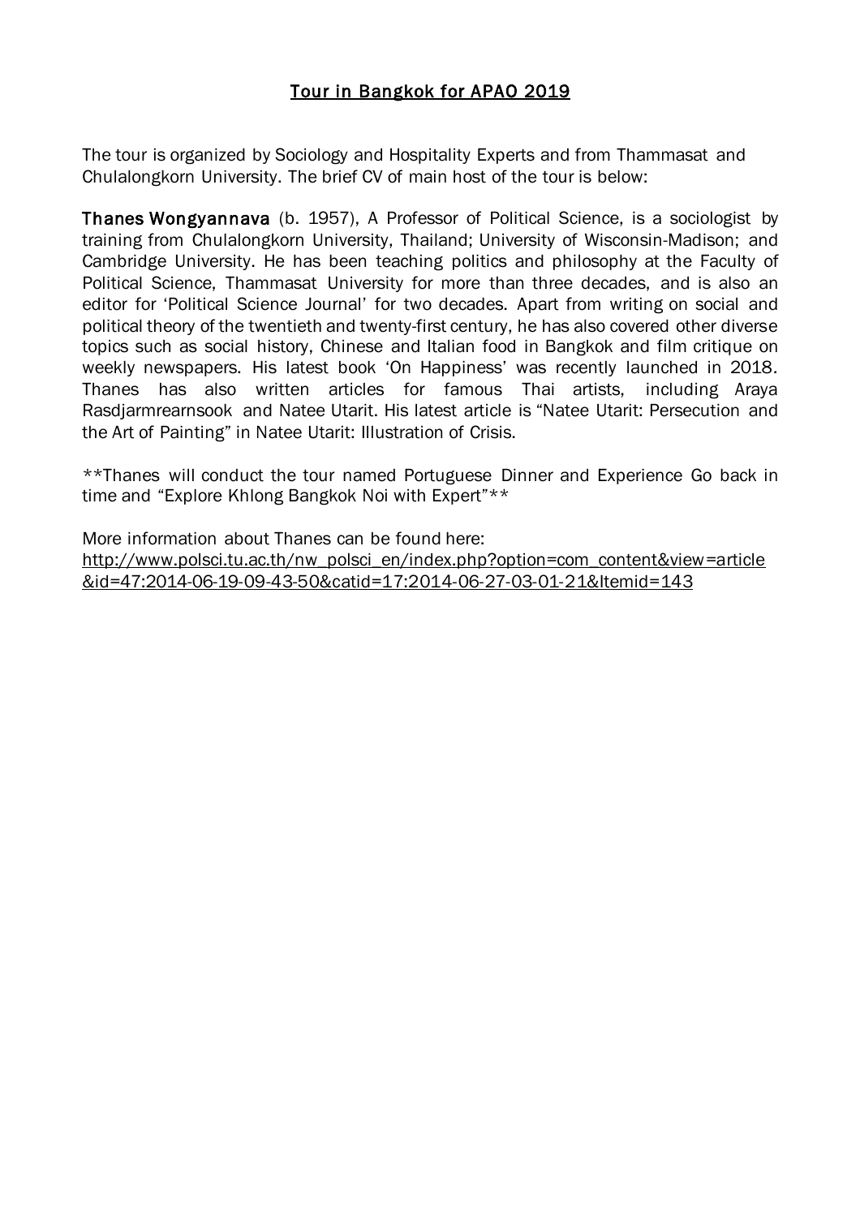# Tour in Bangkok for APAO 2019

The tour is organized by Sociology and Hospitality Experts and from Thammasat and Chulalongkorn University. The brief CV of main host of the tour is below:

**Thanes Wongyannava** (b. 1957), A Professor of Political Science, is a sociologist by training from Chulalongkorn University, Thailand; University of Wisconsin-Madison; and Cambridge University. He has been teaching politics and philosophy at the Faculty of Political Science, Thammasat University for more than three decades, and is also an editor for 'Political Science Journal' for two decades. Apart from writing on social and political theory of the twentieth and twenty-first century, he has also covered other diverse topics such as social history, Chinese and Italian food in Bangkok and film critique on weekly newspapers. His latest book 'On Happiness' was recently launched in 2018. Thanes has also written articles for famous Thai artists, including Araya Rasdjarmrearnsook and Natee Utarit. His latest article is "Natee Utarit: Persecution and the Art of Painting" in Natee Utarit: Illustration of Crisis.

**Thanes will conduct the tour named Portuguese Dinner and Experience Go back in time and "Explore Khlong Bangkok Noi with Expert"**

More information about Thanes can be found here:
http://www.polsci.tu.ac.th/nw_polsci_en/index.php?option=com_content&view=article&id=47:2014-06-19-09-43-50&catid=17:2014-06-27-03-01-21&Itemid=143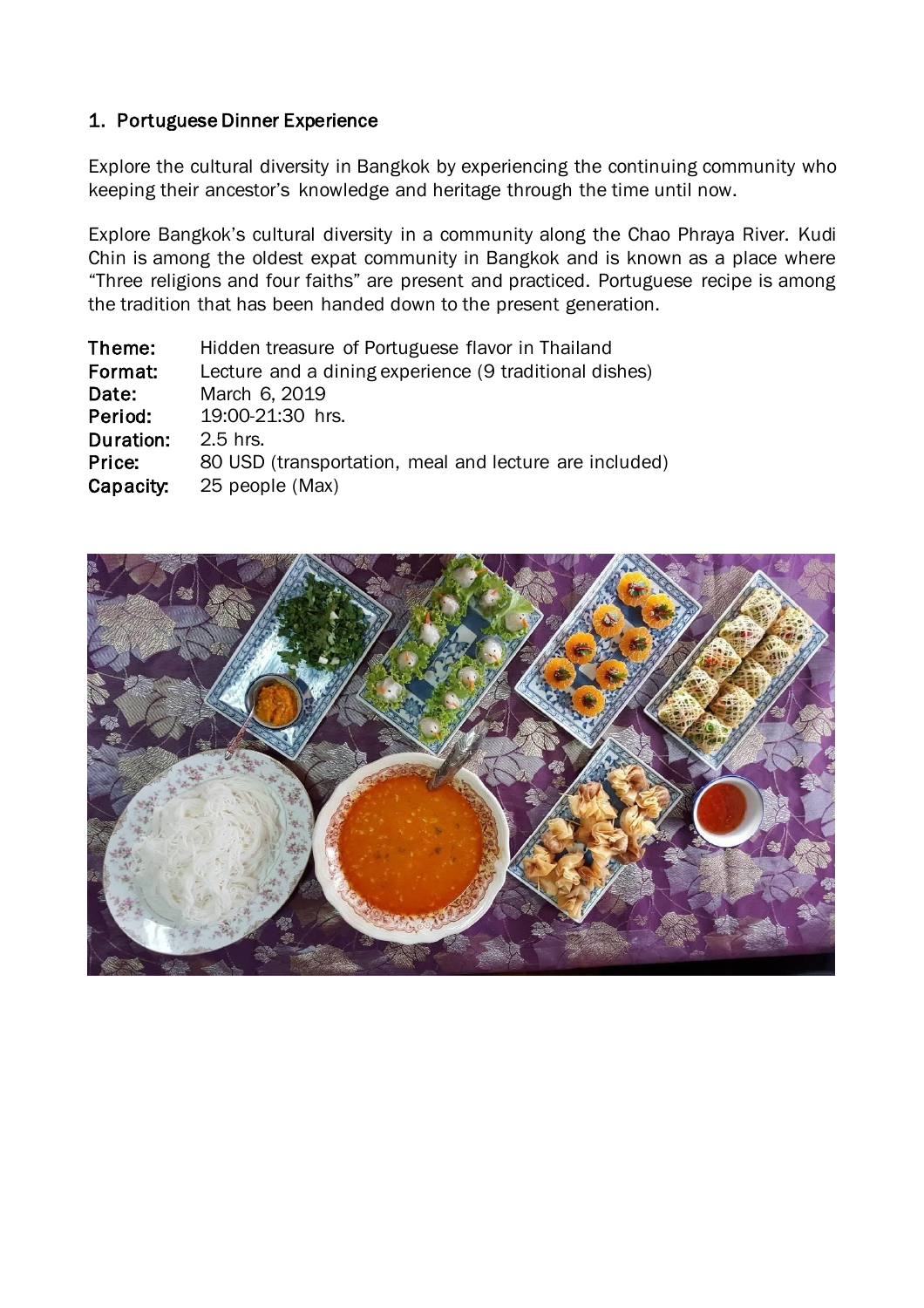## 1. Portuguese Dinner Experience

Explore the cultural diversity in Bangkok by experiencing the continuing community who keeping their ancestor's knowledge and heritage through the time until now.

Explore Bangkok's cultural diversity in a community along the Chao Phraya River. Kudi Chin is among the oldest expat community in Bangkok and is known as a place where "Three religions and four faiths" are present and practiced. Portuguese recipe is among the tradition that has been handed down to the present generation.

**Theme:** Hidden treasure of Portuguese flavor in Thailand
**Format:** Lecture and a dining experience (9 traditional dishes)
**Date:** March 6, 2019
**Period:** 19:00-21:30 hrs.
**Duration:** 2.5 hrs.
**Price:** 80 USD (transportation, meal and lecture are included)
**Capacity:** 25 people (Max)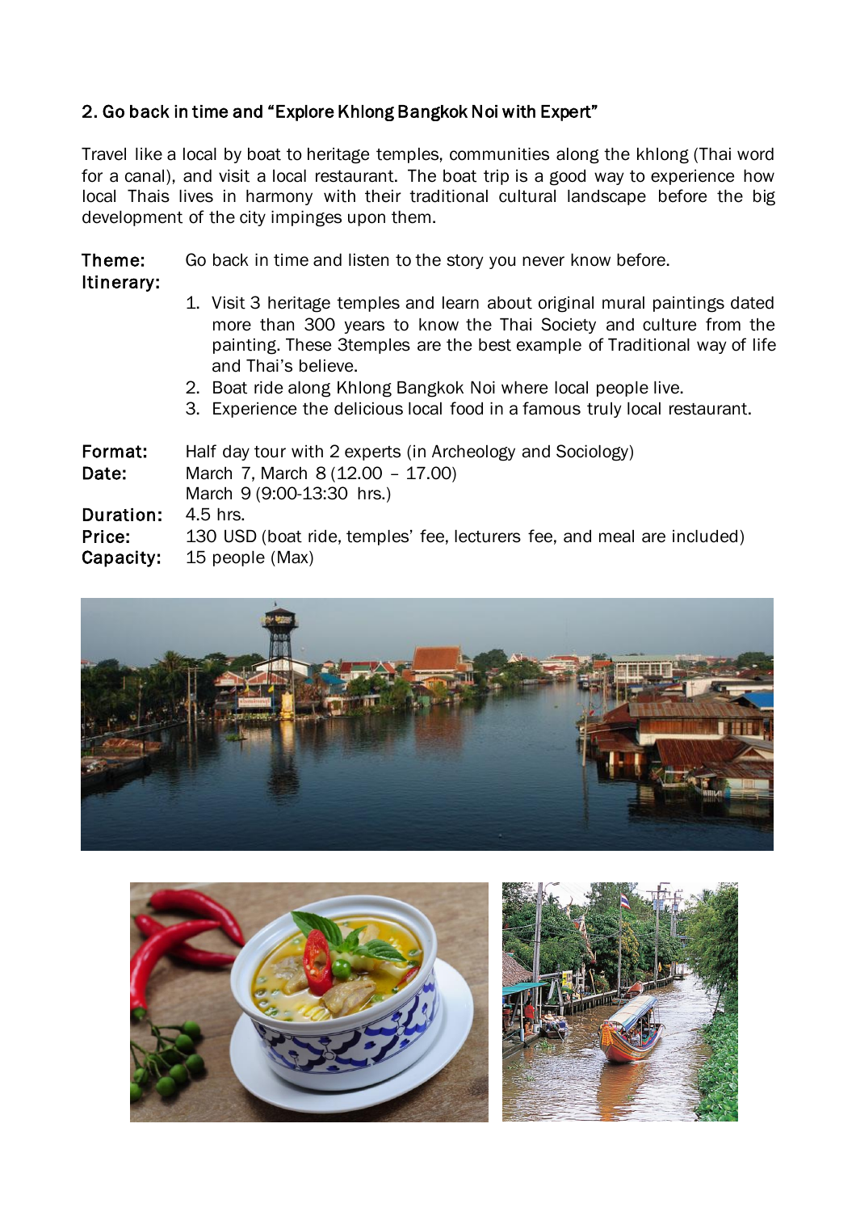## 2. Go back in time and "Explore Khlong Bangkok Noi with Expert"

Travel like a local by boat to heritage temples, communities along the khlong (Thai word for a canal), and visit a local restaurant. The boat trip is a good way to experience how local Thais lives in harmony with their traditional cultural landscape before the big development of the city impinges upon them.

**Theme:** Go back in time and listen to the story you never know before.

**Itinerary:**

1. Visit 3 heritage temples and learn about original mural paintings dated more than 300 years to know the Thai Society and culture from the painting. These 3temples are the best example of Traditional way of life and Thai's believe.
2. Boat ride along Khlong Bangkok Noi where local people live.
3. Experience the delicious local food in a famous truly local restaurant.

**Format:** Half day tour with 2 experts (in Archeology and Sociology)

**Date:** March 7, March 8 (12.00 – 17.00)
March 9 (9:00-13:30 hrs.)

**Duration:** 4.5 hrs.

**Price:** 130 USD (boat ride, temples' fee, lecturers fee, and meal are included)

**Capacity:** 15 people (Max)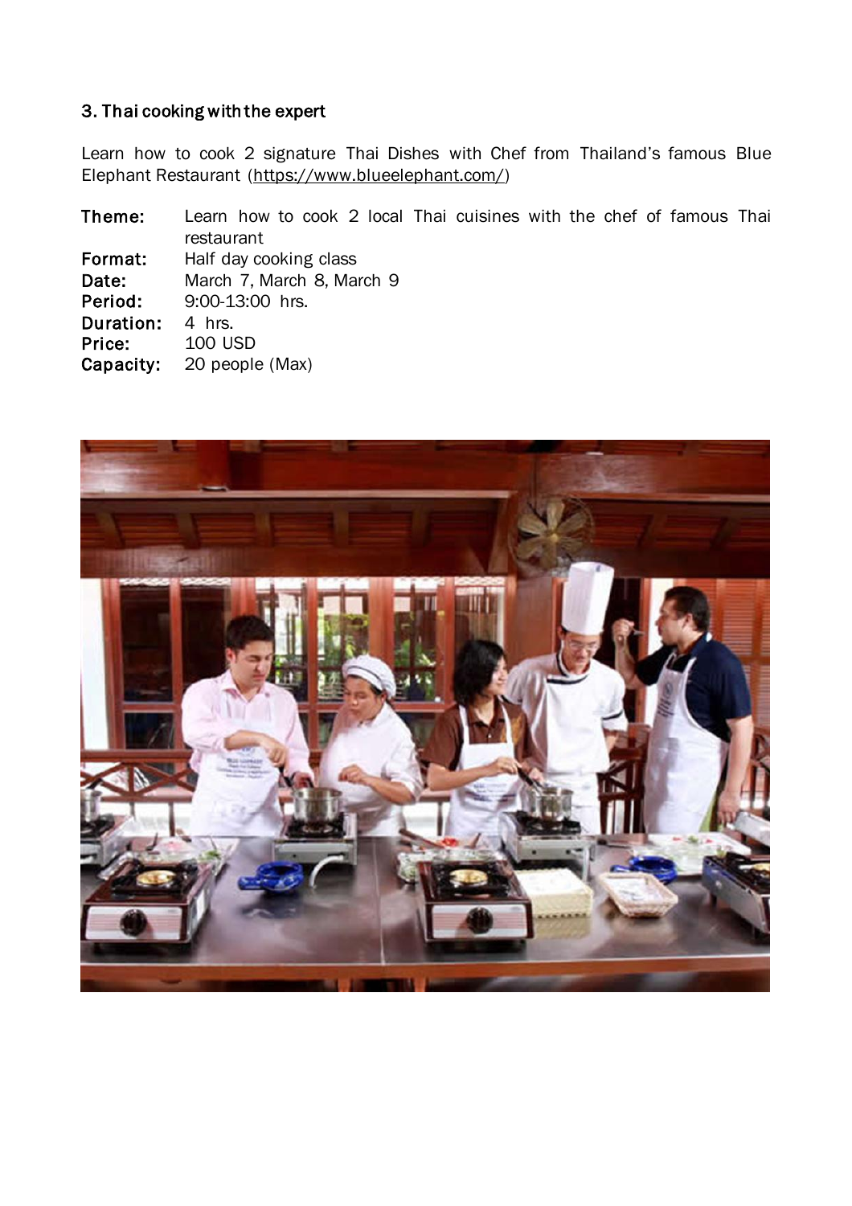### 3. Thai cooking with the expert

Learn how to cook 2 signature Thai Dishes with Chef from Thailand's famous Blue Elephant Restaurant (https://www.blueelephant.com/)

**Theme:** Learn how to cook 2 local Thai cuisines with the chef of famous Thai restaurant
**Format:** Half day cooking class
**Date:** March 7, March 8, March 9
**Period:** 9:00-13:00 hrs.
**Duration:** 4 hrs.
**Price:** 100 USD
**Capacity:** 20 people (Max)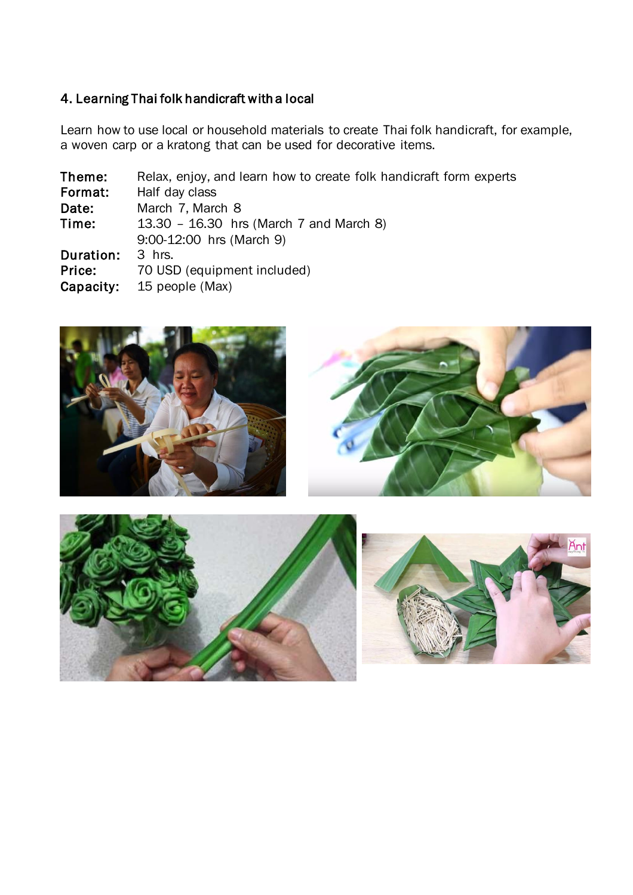## 4. Learning Thai folk handicraft with a local

Learn how to use local or household materials to create Thai folk handicraft, for example, a woven carp or a kratong that can be used for decorative items.

**Theme:** Relax, enjoy, and learn how to create folk handicraft form experts
**Format:** Half day class
**Date:** March 7, March 8
**Time:** 13.30 – 16.30 hrs (March 7 and March 8)
9:00-12:00 hrs (March 9)
**Duration:** 3 hrs.
**Price:** 70 USD (equipment included)
**Capacity:** 15 people (Max)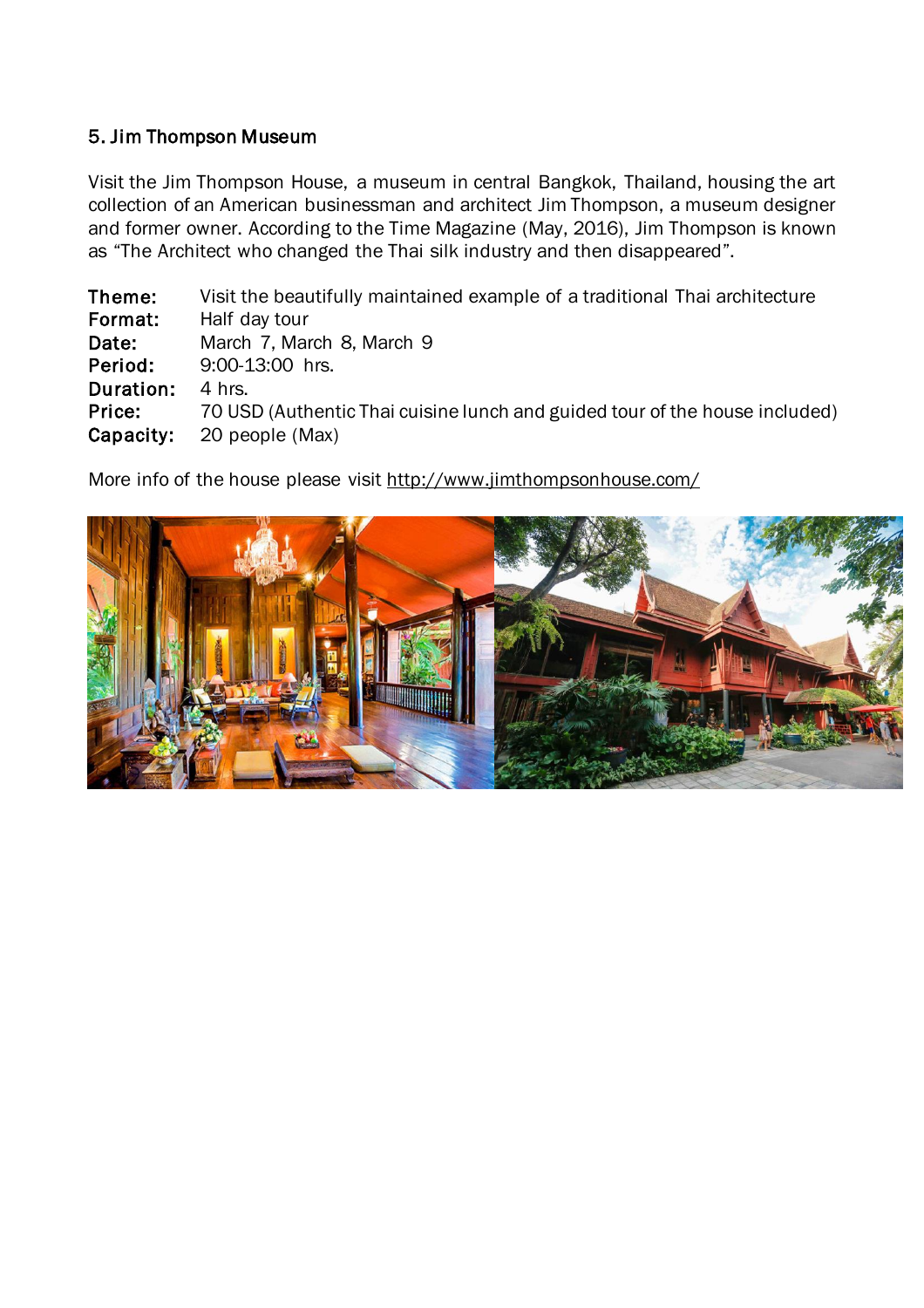## 5. Jim Thompson Museum

Visit the Jim Thompson House, a museum in central Bangkok, Thailand, housing the art collection of an American businessman and architect Jim Thompson, a museum designer and former owner. According to the Time Magazine (May, 2016), Jim Thompson is known as "The Architect who changed the Thai silk industry and then disappeared".

| | |
|---|---|
| **Theme:** | Visit the beautifully maintained example of a traditional Thai architecture |
| **Format:** | Half day tour |
| **Date:** | March 7, March 8, March 9 |
| **Period:** | 9:00-13:00 hrs. |
| **Duration:** | 4 hrs. |
| **Price:** | 70 USD (Authentic Thai cuisine lunch and guided tour of the house included) |
| **Capacity:** | 20 people (Max) |

More info of the house please visit http://www.jimthompsonhouse.com/